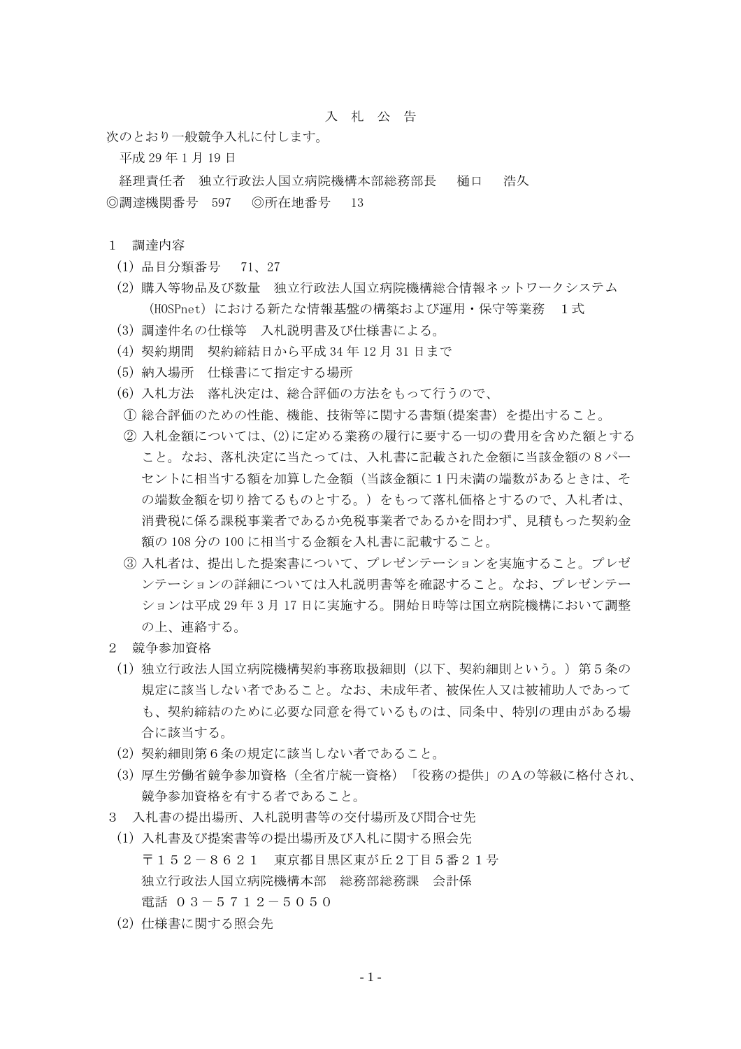# 入 札 公 告

次のとおり一般競争入札に付します。

平成 29 年 1 月 19 日

経理責任者　独立行政法人国立病院機構本部総務部長　　樋口　　浩久

◎調達機関番号　597　　◎所在地番号　　13

1　調達内容

(1) 品目分類番号　　71、27

(2) 購入等物品及び数量　独立行政法人国立病院機構総合情報ネットワークシステム（HOSPnet）における新たな情報基盤の構築および運用・保守等業務　１式

(3) 調達件名の仕様等　入札説明書及び仕様書による。

(4) 契約期間　契約締結日から平成 34 年 12 月 31 日まで

(5) 納入場所　仕様書にて指定する場所

(6) 入札方法　落札決定は、総合評価の方法をもって行うので、

① 総合評価のための性能、機能、技術等に関する書類(提案書) を提出すること。

② 入札金額については、(2)に定める業務の履行に要する一切の費用を含めた額とすること。なお、落札決定に当たっては、入札書に記載された金額に当該金額の８パーセントに相当する額を加算した金額（当該金額に１円未満の端数があるときは、その端数金額を切り捨てるものとする。）をもって落札価格とするので、入札者は、消費税に係る課税事業者であるか免税事業者であるかを問わず、見積もった契約金額の 108 分の 100 に相当する金額を入札書に記載すること。

③ 入札者は、提出した提案書について、プレゼンテーションを実施すること。プレゼンテーションの詳細については入札説明書等を確認すること。なお、プレゼンテーションは平成 29 年 3 月 17 日に実施する。開始日時等は国立病院機構において調整の上、連絡する。

2　競争参加資格

(1) 独立行政法人国立病院機構契約事務取扱細則（以下、契約細則という。）第５条の規定に該当しない者であること。なお、未成年者、被保佐人又は被補助人であっても、契約締結のために必要な同意を得ているものは、同条中、特別の理由がある場合に該当する。

(2) 契約細則第６条の規定に該当しない者であること。

(3) 厚生労働省競争参加資格（全省庁統一資格）「役務の提供」のＡの等級に格付され、競争参加資格を有する者であること。

3　入札書の提出場所、入札説明書等の交付場所及び問合せ先

(1) 入札書及び提案書等の提出場所及び入札に関する照会先

〒１５２－８６２１　東京都目黒区東が丘２丁目５番２１号

独立行政法人国立病院機構本部　総務部総務課　会計係

電話　０３－５７１２－５０５０

(2) 仕様書に関する照会先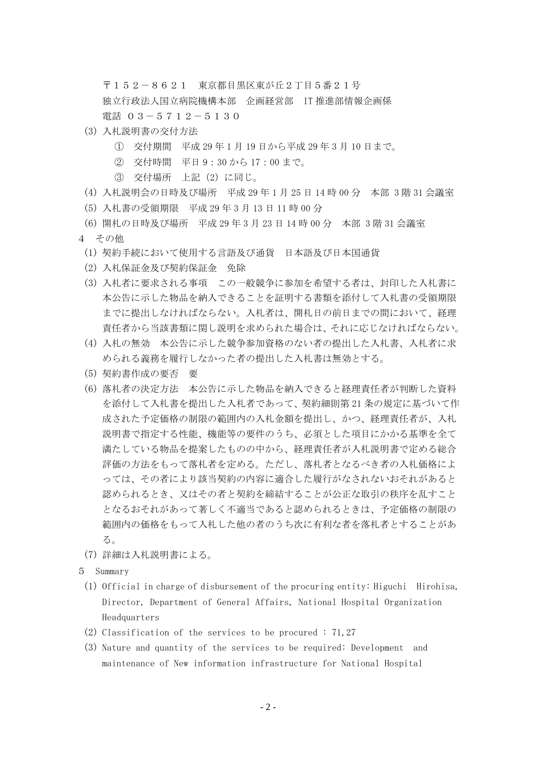〒１５２－８６２１　東京都目黒区東が丘２丁目５番２１号
独立行政法人国立病院機構本部　企画経営部　IT 推進部情報企画係
電話 ０３－５７１２－５１３０

(3) 入札説明書の交付方法
　① 交付期間　平成 29 年 1 月 19 日から平成 29 年 3 月 10 日まで。
　② 交付時間　平日 9：30 から 17：00 まで。
　③ 交付場所　上記 (2) に同じ。
(4) 入札説明会の日時及び場所　平成 29 年 1 月 25 日 14 時 00 分　本部 3 階 31 会議室
(5) 入札書の受領期限　平成 29 年 3 月 13 日 11 時 00 分
(6) 開札の日時及び場所　平成 29 年 3 月 23 日 14 時 00 分　本部 3 階 31 会議室

4　その他

(1) 契約手続において使用する言語及び通貨　日本語及び日本国通貨
(2) 入札保証金及び契約保証金　免除
(3) 入札者に要求される事項　この一般競争に参加を希望する者は、封印した入札書に本公告に示した物品を納入できることを証明する書類を添付して入札書の受領期限までに提出しなければならない。入札者は、開札日の前日までの間において、経理責任者から当該書類に関し説明を求められた場合は、それに応じなければならない。
(4) 入札の無効　本公告に示した競争参加資格のない者の提出した入札書、入札者に求められる義務を履行しなかった者の提出した入札書は無効とする。
(5) 契約書作成の要否　要
(6) 落札者の決定方法　本公告に示した物品を納入できると経理責任者が判断した資料を添付して入札書を提出した入札者であって、契約細則第 21 条の規定に基づいて作成された予定価格の制限の範囲内の入札金額を提出し、かつ、経理責任者が、入札説明書で指定する性能、機能等の要件のうち、必須とした項目にかかる基準を全て満たしている物品を提案したものの中から、経理責任者が入札説明書で定める総合評価の方法をもって落札者を定める。ただし、落札者となるべき者の入札価格によっては、その者により該当契約の内容に適合した履行がなされないおそれがあると認められるとき、又はその者と契約を締結することが公正な取引の秩序を乱すこととなるおそれがあって著しく不適当であると認められるときは、予定価格の制限の範囲内の価格をもって入札した他の者のうち次に有利な者を落札者とすることがある。
(7) 詳細は入札説明書による。

5　Summary

(1) Official in charge of disbursement of the procuring entity: Higuchi　Hirohisa, Director, Department of General Affairs, National Hospital Organization Headquarters
(2) Classification of the services to be procured : 71,27
(3) Nature and quantity of the services to be required: Development　and maintenance of New information infrastructure for National Hospital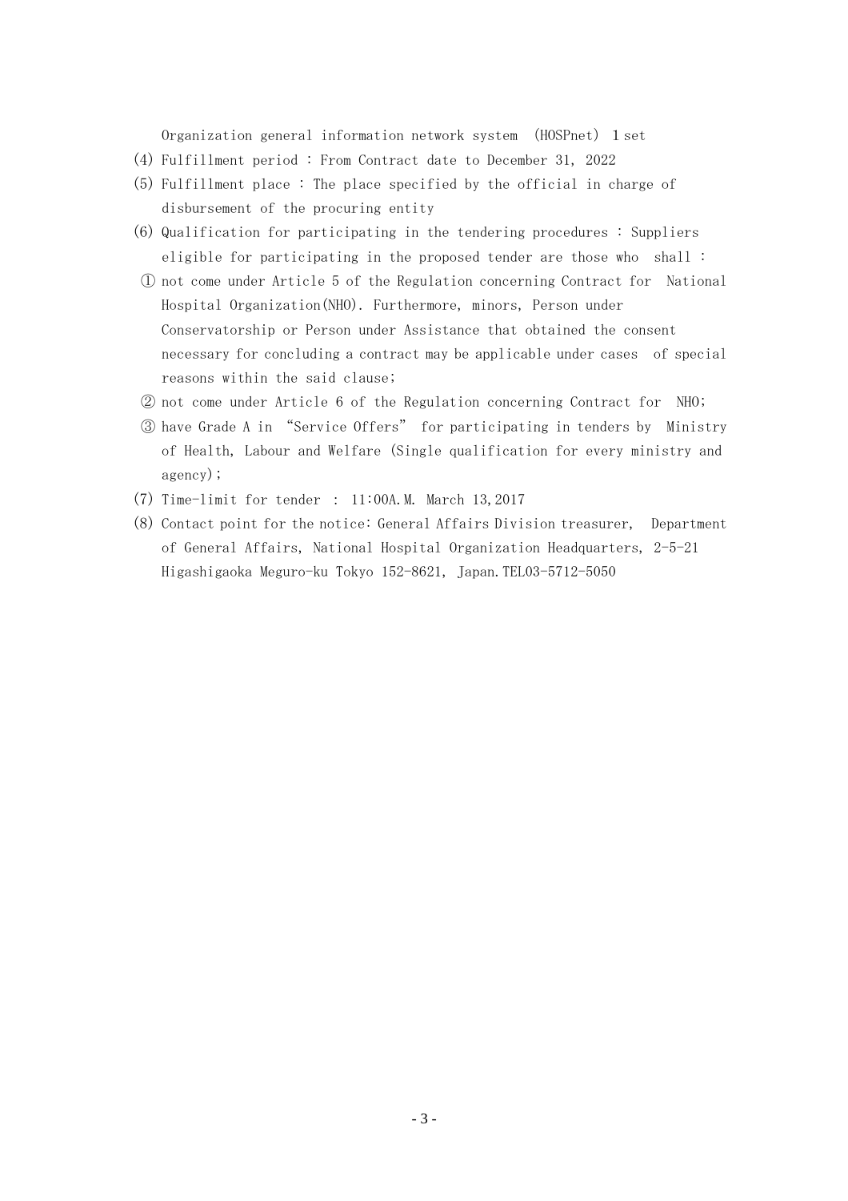Organization general information network system (HOSPnet) 1 set

(4) Fulfillment period : From Contract date to December 31, 2022

(5) Fulfillment place : The place specified by the official in charge of disbursement of the procuring entity

(6) Qualification for participating in the tendering procedures : Suppliers eligible for participating in the proposed tender are those who shall :

① not come under Article 5 of the Regulation concerning Contract for National Hospital Organization(NHO). Furthermore, minors, Person under Conservatorship or Person under Assistance that obtained the consent necessary for concluding a contract may be applicable under cases of special reasons within the said clause;

② not come under Article 6 of the Regulation concerning Contract for NHO;

③ have Grade A in “Service Offers” for participating in tenders by Ministry of Health, Labour and Welfare (Single qualification for every ministry and agency);

(7) Time-limit for tender : 11:00A.M. March 13,2017

(8) Contact point for the notice: General Affairs Division treasurer, Department of General Affairs, National Hospital Organization Headquarters, 2-5-21 Higashigaoka Meguro-ku Tokyo 152-8621, Japan.TEL03-5712-5050